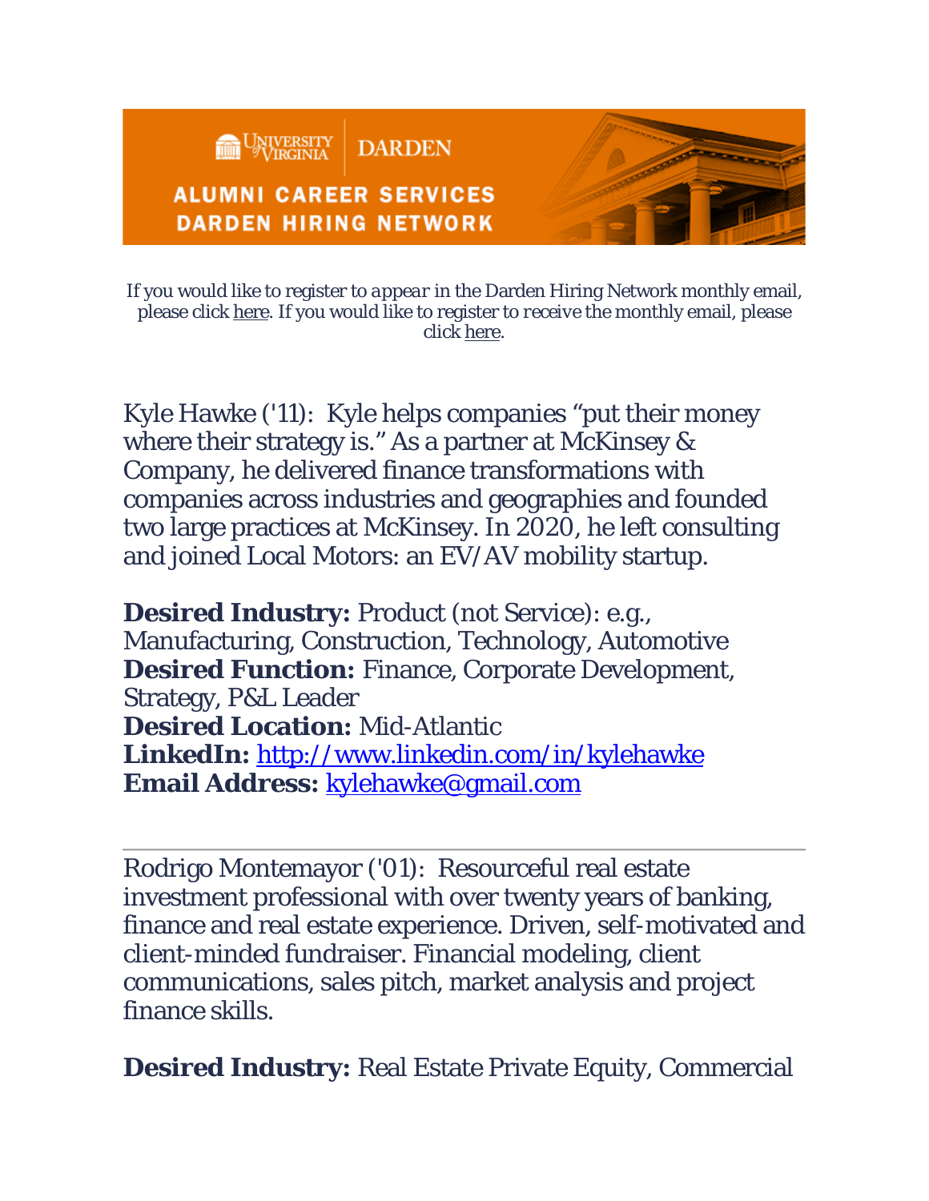UNIVERSITY of VIRGINIA | DARDEN

ALUMNI CAREER SERVICES
DARDEN HIRING NETWORK

*If you would like to register to appear in the Darden Hiring Network monthly email, please click here. If you would like to register to receive the monthly email, please click here.*

Kyle Hawke ('11): Kyle helps companies "put their money where their strategy is." As a partner at McKinsey & Company, he delivered finance transformations with companies across industries and geographies and founded two large practices at McKinsey. In 2020, he left consulting and joined Local Motors: an EV/AV mobility startup.

**Desired Industry:** Product (not Service): e.g., Manufacturing, Construction, Technology, Automotive
**Desired Function:** Finance, Corporate Development, Strategy, P&L Leader
**Desired Location:** Mid-Atlantic
**LinkedIn:** http://www.linkedin.com/in/kylehawke
**Email Address:** kylehawke@gmail.com

---

Rodrigo Montemayor ('01): Resourceful real estate investment professional with over twenty years of banking, finance and real estate experience. Driven, self-motivated and client-minded fundraiser. Financial modeling, client communications, sales pitch, market analysis and project finance skills.

**Desired Industry:** Real Estate Private Equity, Commercial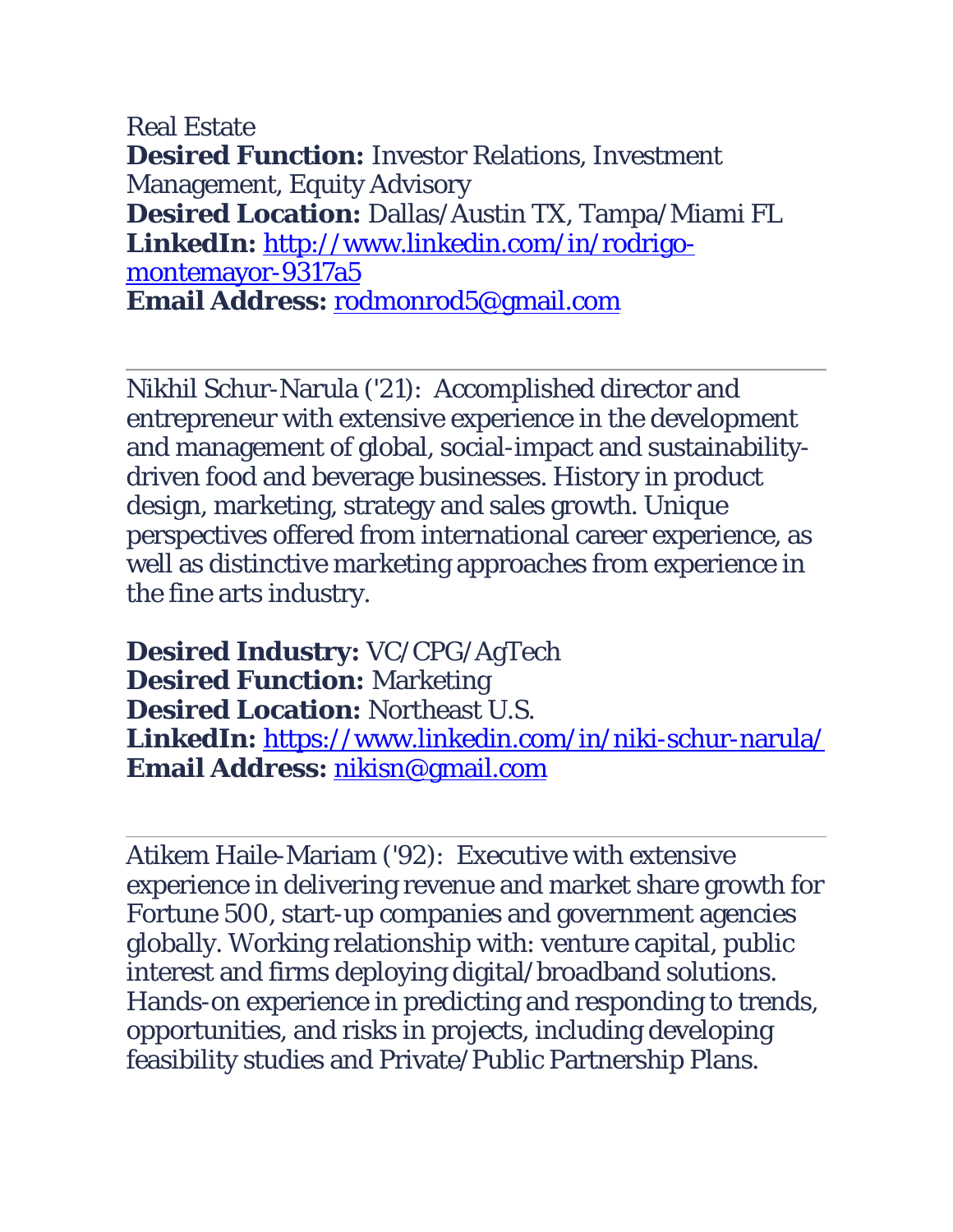Real Estate
**Desired Function:** Investor Relations, Investment Management, Equity Advisory
**Desired Location:** Dallas/Austin TX, Tampa/Miami FL
**LinkedIn:** [http://www.linkedin.com/in/rodrigo-montemayor-9317a5](http://www.linkedin.com/in/rodrigo-montemayor-9317a5)
**Email Address:** [rodmonrod5@gmail.com](mailto:rodmonrod5@gmail.com)

---

Nikhil Schur-Narula ('21): Accomplished director and entrepreneur with extensive experience in the development and management of global, social-impact and sustainability-driven food and beverage businesses. History in product design, marketing, strategy and sales growth. Unique perspectives offered from international career experience, as well as distinctive marketing approaches from experience in the fine arts industry.

**Desired Industry:** VC/CPG/AgTech
**Desired Function:** Marketing
**Desired Location:** Northeast U.S.
**LinkedIn:** [https://www.linkedin.com/in/niki-schur-narula/](https://www.linkedin.com/in/niki-schur-narula/)
**Email Address:** [nikisn@gmail.com](mailto:nikisn@gmail.com)

---

Atikem Haile-Mariam ('92): Executive with extensive experience in delivering revenue and market share growth for Fortune 500, start-up companies and government agencies globally. Working relationship with: venture capital, public interest and firms deploying digital/broadband solutions. Hands-on experience in predicting and responding to trends, opportunities, and risks in projects, including developing feasibility studies and Private/Public Partnership Plans.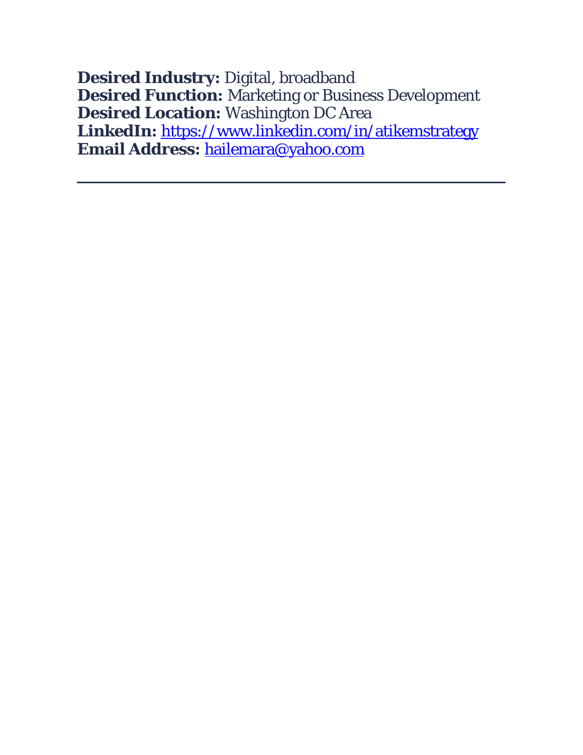**Desired Industry:** Digital, broadband
**Desired Function:** Marketing or Business Development
**Desired Location:** Washington DC Area
**LinkedIn:** https://www.linkedin.com/in/atikemstrategy
**Email Address:** hailemara@yahoo.com

---